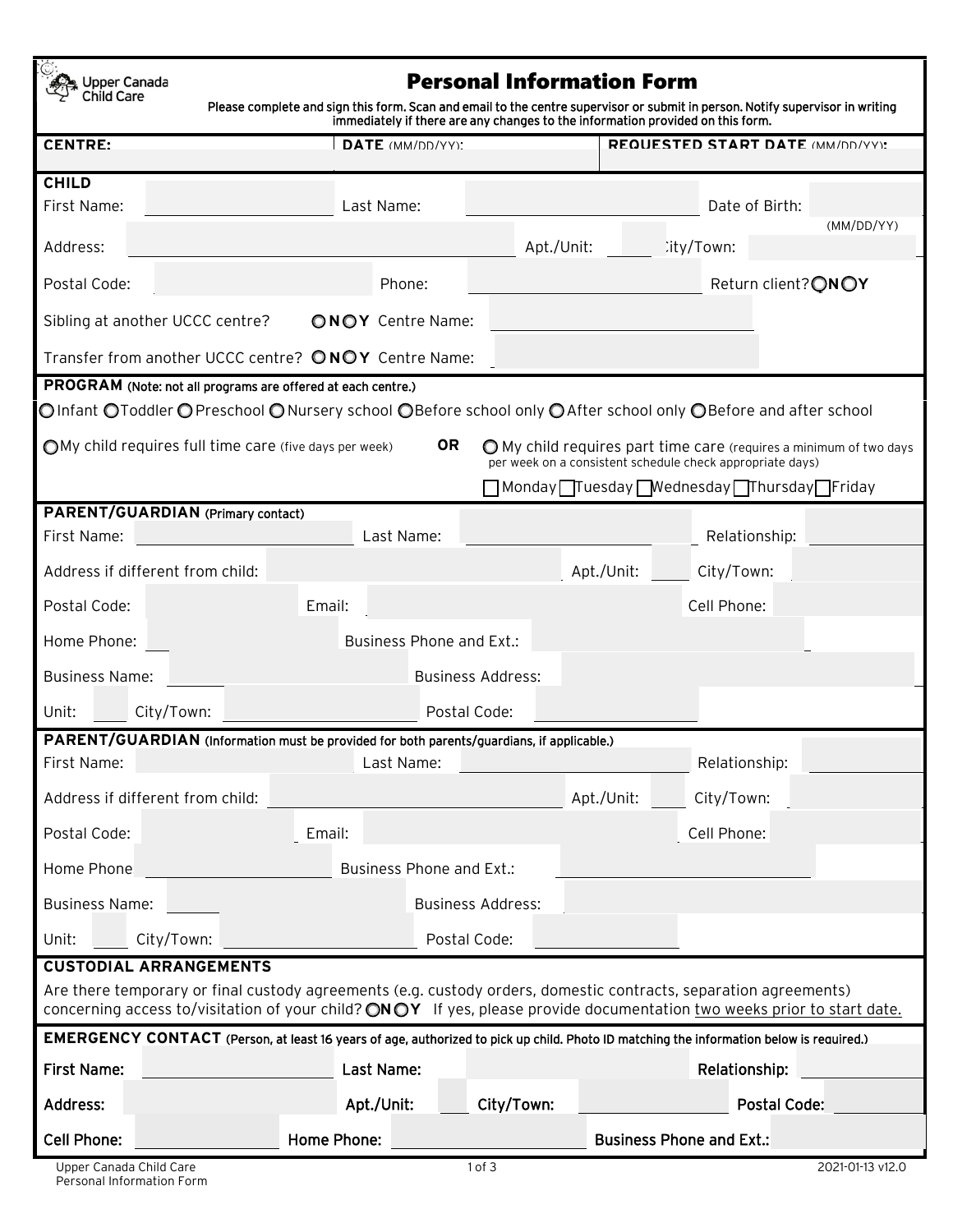Upper Canada Child Care

# Personal Information Form

Please complete and sign this form. Scan and email to the centre supervisor or submit in person. Notify supervisor in writing immediately if there are any changes to the information provided on this form.

**CENTRE:** | **DATE** (MM/DD/YY): | **REQUESTED START DATE** (MM/DD/YY):

## CHILD

First Name: ____ Last Name: ____ Date of Birth: ____ (MM/DD/YY)

Address: ____ Apt./Unit: ____ City/Town: ____

Postal Code: ____ Phone: ____ Return client? ○ **N** ○ **Y**

Sibling at another UCCC centre? ○ **N** ○ **Y** Centre Name: ____

Transfer from another UCCC centre? ○ **N** ○ **Y** Centre Name: ____

## PROGRAM (Note: not all programs are offered at each centre.)

○ Infant ○ Toddler ○ Preschool ○ Nursery school ○ Before school only ○ After school only ○ Before and after school

○ My child requires full time care (five days per week) **OR** ○ My child requires part time care (requires a minimum of two days per week on a consistent schedule check appropriate days)

☐ Monday ☐ Tuesday ☐ Wednesday ☐ Thursday ☐ Friday

## PARENT/GUARDIAN (Primary contact)

First Name: ____ Last Name: ____ Relationship: ____

Address if different from child: ____ Apt./Unit: ____ City/Town: ____

Postal Code: ____ Email: ____ Cell Phone: ____

Home Phone: ____ Business Phone and Ext.: ____

Business Name: ____ Business Address: ____

Unit: ____ City/Town: ____ Postal Code: ____

## PARENT/GUARDIAN (Information must be provided for both parents/guardians, if applicable.)

First Name: ____ Last Name: ____ Relationship: ____

Address if different from child: ____ Apt./Unit: ____ City/Town: ____

Postal Code: ____ Email: ____ Cell Phone: ____

Home Phone ____ Business Phone and Ext.: ____

Business Name: ____ Business Address: ____

Unit: ____ City/Town: ____ Postal Code: ____

## CUSTODIAL ARRANGEMENTS

Are there temporary or final custody agreements (e.g. custody orders, domestic contracts, separation agreements) concerning access to/visitation of your child? ○ **N** ○ **Y** If yes, please provide documentation <u>two weeks prior to start date.</u>

## EMERGENCY CONTACT (Person, at least 16 years of age, authorized to pick up child. Photo ID matching the information below is required.)

**First Name:** ____ **Last Name:** ____ **Relationship:** ____

**Address:** ____ **Apt./Unit:** ____ **City/Town:** ____ **Postal Code:** ____

**Cell Phone:** ____ **Home Phone:** ____ **Business Phone and Ext.:** ____

Upper Canada Child Care Personal Information Form — 2021-01-13 v12.0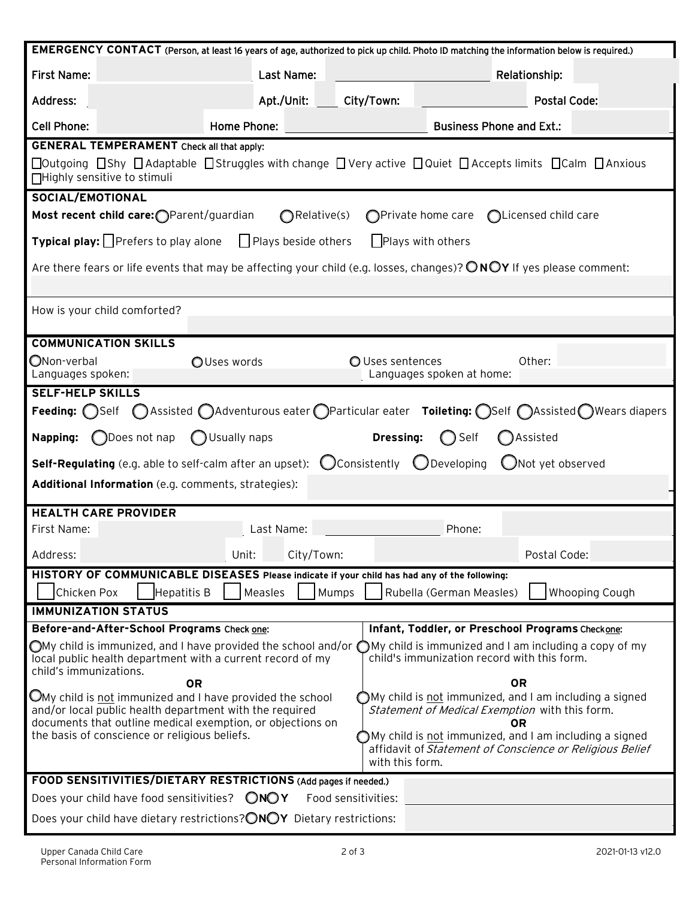## EMERGENCY CONTACT (Person, at least 16 years of age, authorized to pick up child. Photo ID matching the information below is required.)

First Name: ______ Last Name: ______ Relationship: ______

Address: ______ Apt./Unit: ______ City/Town: ______ Postal Code: ______

Cell Phone: ______ Home Phone: ______ Business Phone and Ext.: ______

## GENERAL TEMPERAMENT Check all that apply:

☐ Outgoing ☐ Shy ☐ Adaptable ☐ Struggles with change ☐ Very active ☐ Quiet ☐ Accepts limits ☐ Calm ☐ Anxious ☐ Highly sensitive to stimuli

## SOCIAL/EMOTIONAL

**Most recent child care:** ○ Parent/guardian ○ Relative(s) ○ Private home care ○ Licensed child care

**Typical play:** ☐ Prefers to play alone ☐ Plays beside others ☐ Plays with others

Are there fears or life events that may be affecting your child (e.g. losses, changes)? ○ **N** ○ **Y** If yes please comment:

How is your child comforted?

## COMMUNICATION SKILLS

○ Non-verbal ○ Uses words ○ Uses sentences Other: ______

Languages spoken: ______ Languages spoken at home: ______

## SELF-HELP SKILLS

**Feeding:** ○ Self ○ Assisted ○ Adventurous eater ○ Particular eater **Toileting:** ○ Self ○ Assisted ○ Wears diapers

**Napping:** ○ Does not nap ○ Usually naps **Dressing:** ○ Self ○ Assisted

**Self-Regulating** (e.g. able to self-calm after an upset): ○ Consistently ○ Developing ○ Not yet observed

**Additional Information** (e.g. comments, strategies):

## HEALTH CARE PROVIDER

First Name: ______ Last Name: ______ Phone: ______

Address: ______ Unit: ______ City/Town: ______ Postal Code: ______

## HISTORY OF COMMUNICABLE DISEASES Please indicate if your child has had any of the following:

☐ Chicken Pox ☐ Hepatitis B ☐ Measles ☐ Mumps ☐ Rubella (German Measles) ☐ Whooping Cough

## IMMUNIZATION STATUS

**Before-and-After-School Programs** Check one:

○ My child is immunized, and I have provided the school and/or local public health department with a current record of my child's immunizations.

**OR**

○ My child is not immunized and I have provided the school and/or local public health department with the required documents that outline medical exemption, or objections on the basis of conscience or religious beliefs.

**Infant, Toddler, or Preschool Programs** Check one:

○ My child is immunized and I am including a copy of my child's immunization record with this form.

**OR**

○ My child is not immunized, and I am including a signed *Statement of Medical Exemption* with this form.

**OR**

○ My child is not immunized, and I am including a signed affidavit of *Statement of Conscience or Religious Belief* with this form.

## FOOD SENSITIVITIES/DIETARY RESTRICTIONS (Add pages if needed.)

Does your child have food sensitivities? ○ **N** ○ **Y** Food sensitivities: ______

Does your child have dietary restrictions? ○ **N** ○ **Y** Dietary restrictions: ______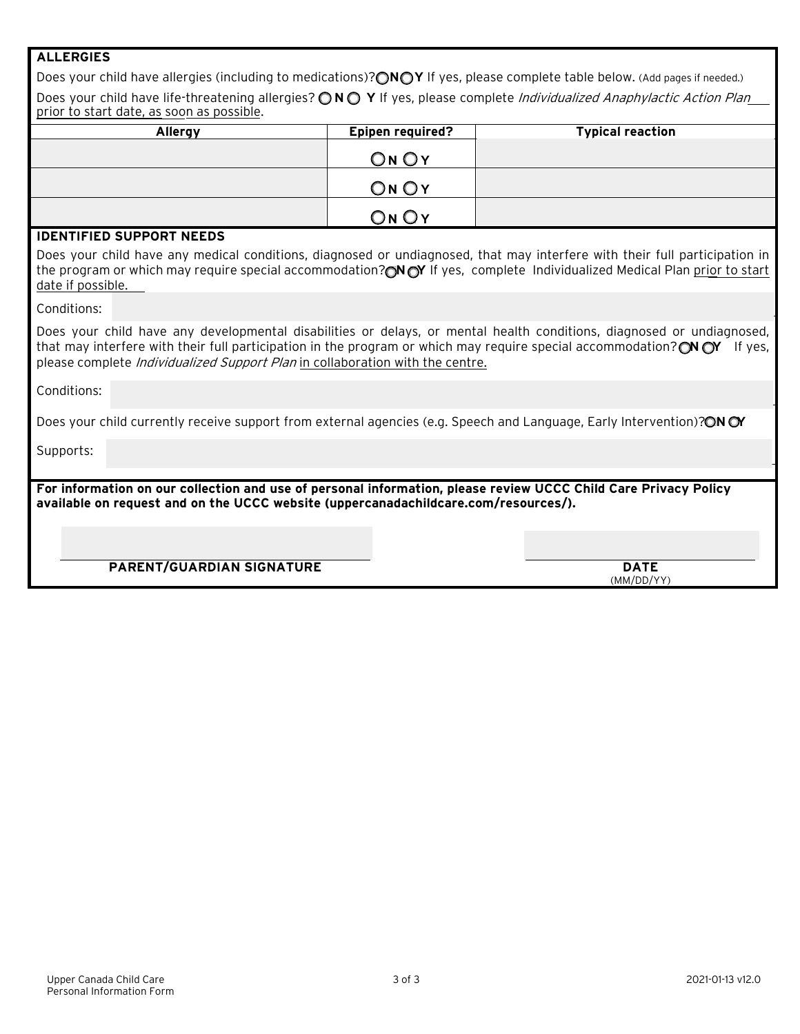## ALLERGIES

Does your child have allergies (including to medications)? ◯N ◯Y If yes, please complete table below. (Add pages if needed.)

Does your child have life-threatening allergies? ◯ N ◯ Y If yes, please complete *Individualized Anaphylactic Action Plan* prior to start date, as soon as possible.

| Allergy | Epipen required? | Typical reaction |
|---|---|---|
| | ◯N ◯Y | |
| | ◯N ◯Y | |
| | ◯N ◯Y | |

## IDENTIFIED SUPPORT NEEDS

Does your child have any medical conditions, diagnosed or undiagnosed, that may interfere with their full participation in the program or which may require special accommodation? ◯N ◯Y If yes, complete Individualized Medical Plan prior to start date if possible.

Conditions:

Does your child have any developmental disabilities or delays, or mental health conditions, diagnosed or undiagnosed, that may interfere with their full participation in the program or which may require special accommodation? ◯N ◯Y If yes, please complete *Individualized Support Plan* in collaboration with the centre.

Conditions:

Does your child currently receive support from external agencies (e.g. Speech and Language, Early Intervention)? ◯N ◯Y

Supports:

**For information on our collection and use of personal information, please review UCCC Child Care Privacy Policy available on request and on the UCCC website (uppercanadachildcare.com/resources/).**

**PARENT/GUARDIAN SIGNATURE**

**DATE**
(MM/DD/YY)